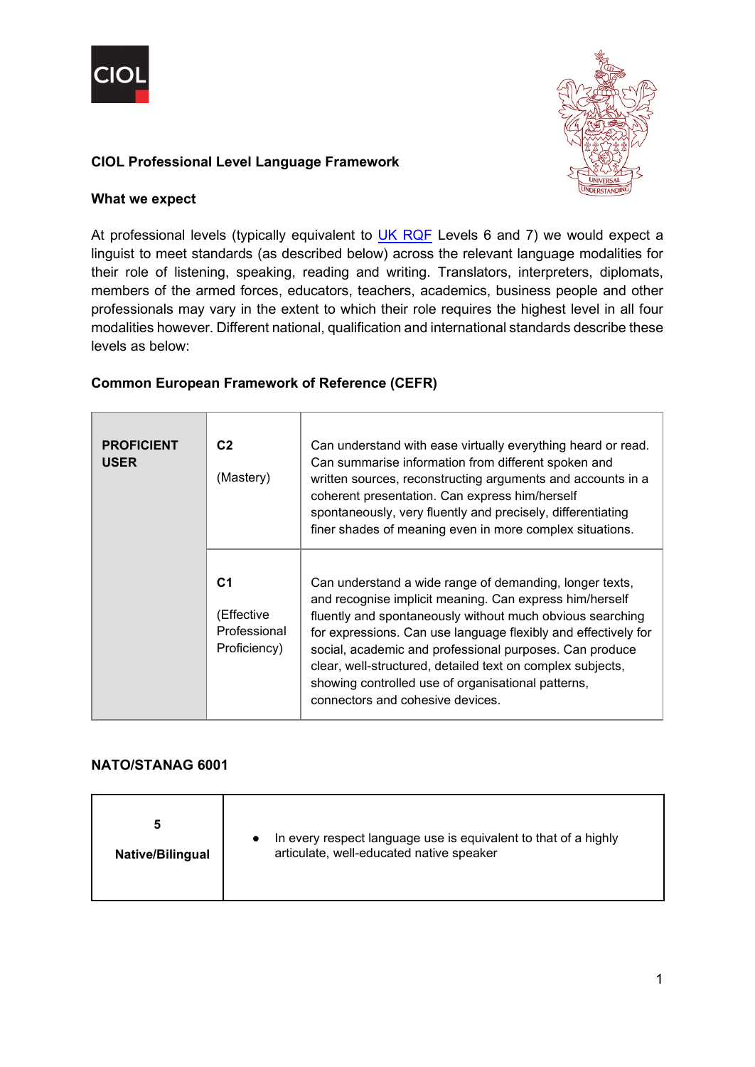**CIOL Professional Level Language Framework**

**What we expect**

At professional levels (typically equivalent to [UK RQF](#) Levels 6 and 7) we would expect a linguist to meet standards (as described below) across the relevant language modalities for their role of listening, speaking, reading and writing. Translators, interpreters, diplomats, members of the armed forces, educators, teachers, academics, business people and other professionals may vary in the extent to which their role requires the highest level in all four modalities however. Different national, qualification and international standards describe these levels as below:

**Common European Framework of Reference (CEFR)**

| | | |
|---|---|---|
| **PROFICIENT USER** | **C2** (Mastery) | Can understand with ease virtually everything heard or read. Can summarise information from different spoken and written sources, reconstructing arguments and accounts in a coherent presentation. Can express him/herself spontaneously, very fluently and precisely, differentiating finer shades of meaning even in more complex situations. |
| | **C1** (Effective Professional Proficiency) | Can understand a wide range of demanding, longer texts, and recognise implicit meaning. Can express him/herself fluently and spontaneously without much obvious searching for expressions. Can use language flexibly and effectively for social, academic and professional purposes. Can produce clear, well-structured, detailed text on complex subjects, showing controlled use of organisational patterns, connectors and cohesive devices. |

**NATO/STANAG 6001**

| | |
|---|---|
| **5** **Native/Bilingual** | • In every respect language use is equivalent to that of a highly articulate, well-educated native speaker |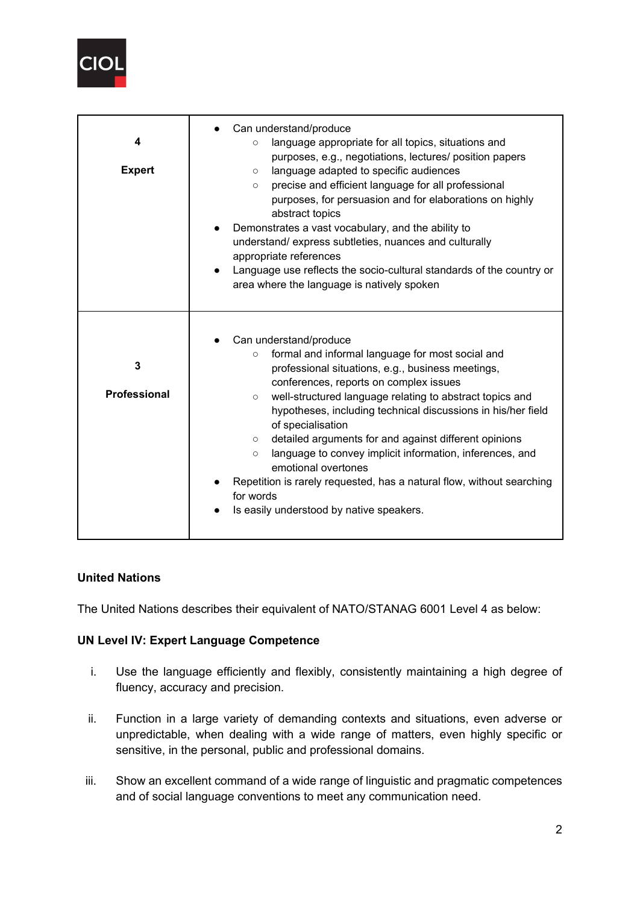| | |
|---|---|
| **4**<br><br>**Expert** | • Can understand/produce<br>&nbsp;&nbsp;&nbsp;&nbsp;○ language appropriate for all topics, situations and purposes, e.g., negotiations, lectures/ position papers<br>&nbsp;&nbsp;&nbsp;&nbsp;○ language adapted to specific audiences<br>&nbsp;&nbsp;&nbsp;&nbsp;○ precise and efficient language for all professional purposes, for persuasion and for elaborations on highly abstract topics<br>• Demonstrates a vast vocabulary, and the ability to understand/ express subtleties, nuances and culturally appropriate references<br>• Language use reflects the socio-cultural standards of the country or area where the language is natively spoken |
| **3**<br><br>**Professional** | • Can understand/produce<br>&nbsp;&nbsp;&nbsp;&nbsp;○ formal and informal language for most social and professional situations, e.g., business meetings, conferences, reports on complex issues<br>&nbsp;&nbsp;&nbsp;&nbsp;○ well-structured language relating to abstract topics and hypotheses, including technical discussions in his/her field of specialisation<br>&nbsp;&nbsp;&nbsp;&nbsp;○ detailed arguments for and against different opinions<br>&nbsp;&nbsp;&nbsp;&nbsp;○ language to convey implicit information, inferences, and emotional overtones<br>• Repetition is rarely requested, has a natural flow, without searching for words<br>• Is easily understood by native speakers. |

**United Nations**

The United Nations describes their equivalent of NATO/STANAG 6001 Level 4 as below:

**UN Level IV: Expert Language Competence**

i. Use the language efficiently and flexibly, consistently maintaining a high degree of fluency, accuracy and precision.

ii. Function in a large variety of demanding contexts and situations, even adverse or unpredictable, when dealing with a wide range of matters, even highly specific or sensitive, in the personal, public and professional domains.

iii. Show an excellent command of a wide range of linguistic and pragmatic competences and of social language conventions to meet any communication need.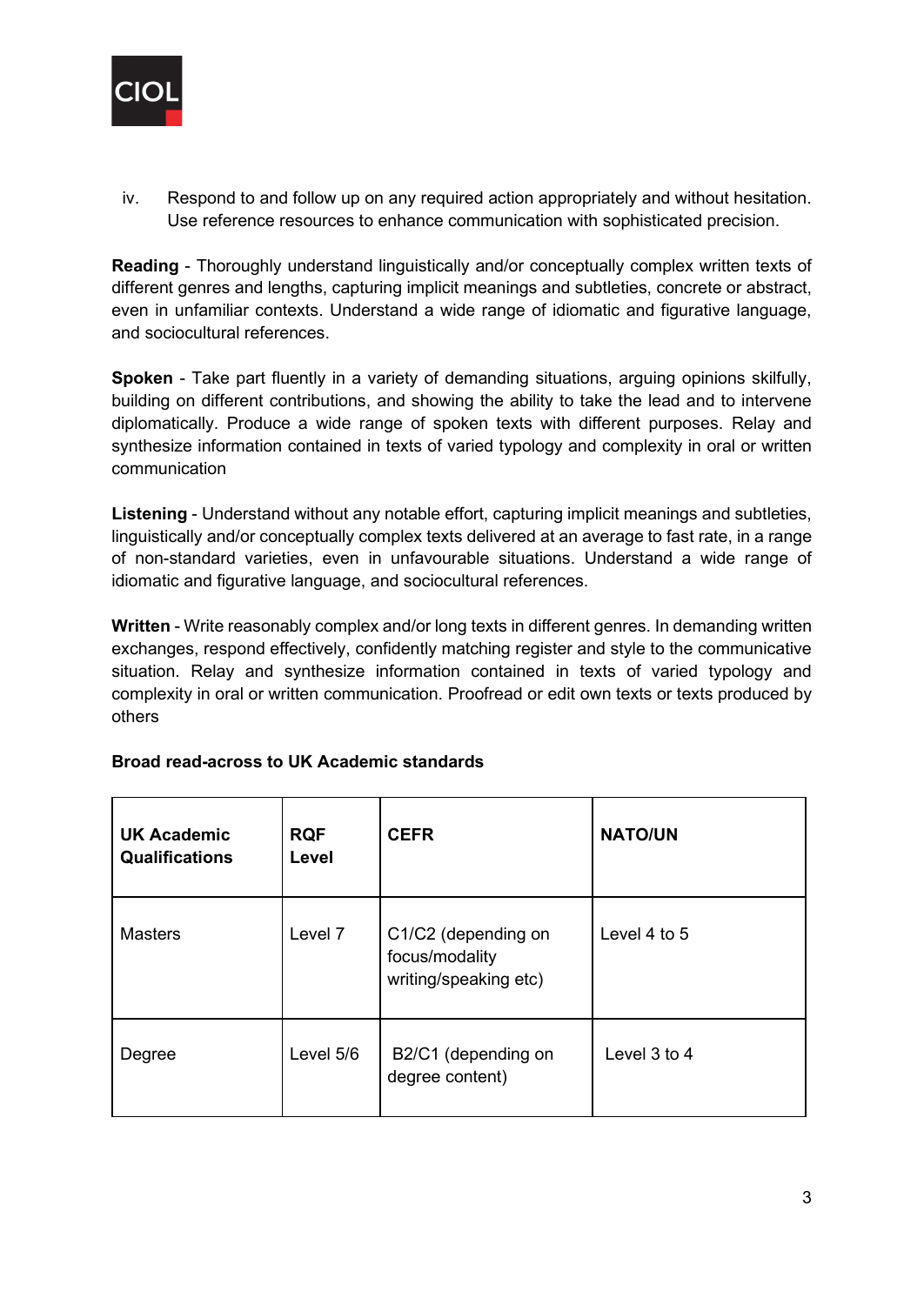iv. Respond to and follow up on any required action appropriately and without hesitation. Use reference resources to enhance communication with sophisticated precision.

**Reading** - Thoroughly understand linguistically and/or conceptually complex written texts of different genres and lengths, capturing implicit meanings and subtleties, concrete or abstract, even in unfamiliar contexts. Understand a wide range of idiomatic and figurative language, and sociocultural references.

**Spoken** - Take part fluently in a variety of demanding situations, arguing opinions skilfully, building on different contributions, and showing the ability to take the lead and to intervene diplomatically. Produce a wide range of spoken texts with different purposes. Relay and synthesize information contained in texts of varied typology and complexity in oral or written communication

**Listening** - Understand without any notable effort, capturing implicit meanings and subtleties, linguistically and/or conceptually complex texts delivered at an average to fast rate, in a range of non-standard varieties, even in unfavourable situations. Understand a wide range of idiomatic and figurative language, and sociocultural references.

**Written** - Write reasonably complex and/or long texts in different genres. In demanding written exchanges, respond effectively, confidently matching register and style to the communicative situation. Relay and synthesize information contained in texts of varied typology and complexity in oral or written communication. Proofread or edit own texts or texts produced by others

**Broad read-across to UK Academic standards**

| **UK Academic Qualifications** | **RQF Level** | **CEFR** | **NATO/UN** |
|---|---|---|---|
| Masters | Level 7 | C1/C2 (depending on focus/modality writing/speaking etc) | Level 4 to 5 |
| Degree | Level 5/6 | B2/C1 (depending on degree content) | Level 3 to 4 |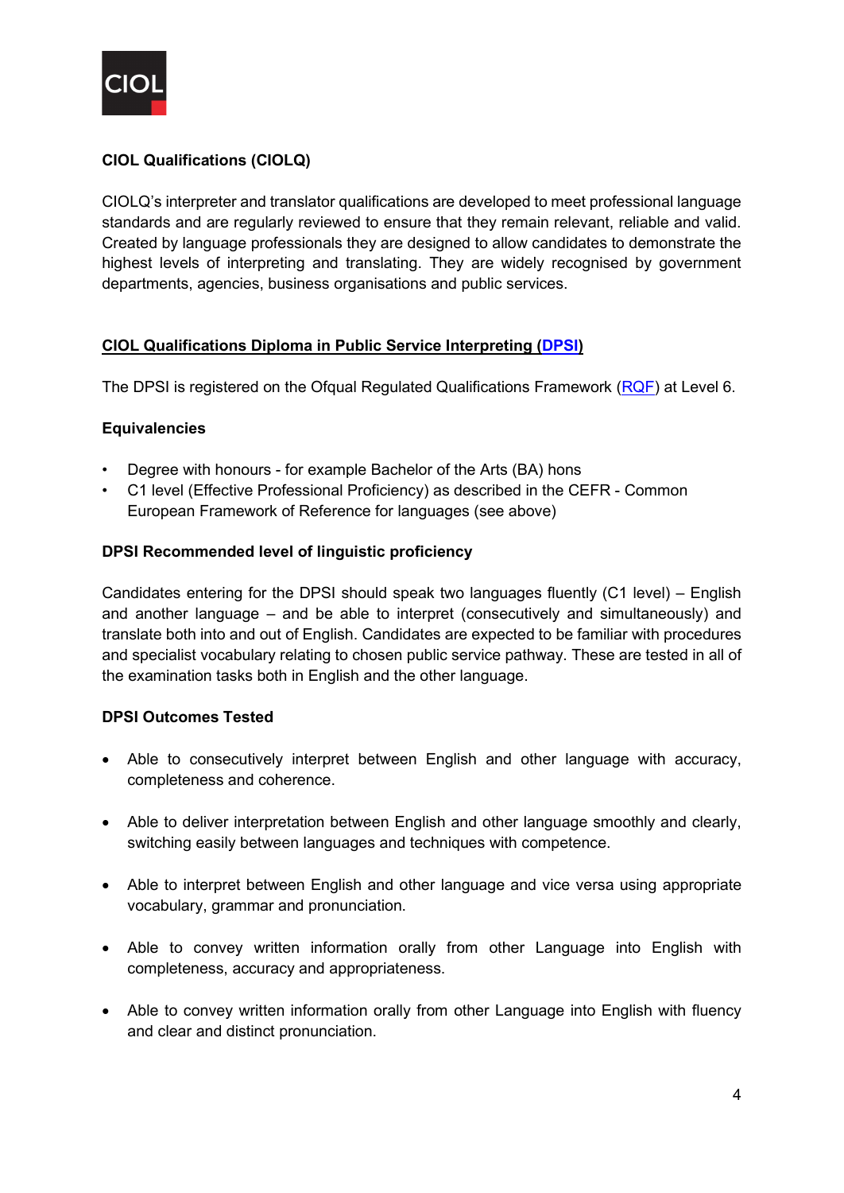CIOL

**CIOL Qualifications (CIOLQ)**

CIOLQ's interpreter and translator qualifications are developed to meet professional language standards and are regularly reviewed to ensure that they remain relevant, reliable and valid. Created by language professionals they are designed to allow candidates to demonstrate the highest levels of interpreting and translating. They are widely recognised by government departments, agencies, business organisations and public services.

**CIOL Qualifications Diploma in Public Service Interpreting (DPSI)**

The DPSI is registered on the Ofqual Regulated Qualifications Framework (RQF) at Level 6.

**Equivalencies**

- Degree with honours - for example Bachelor of the Arts (BA) hons
- C1 level (Effective Professional Proficiency) as described in the CEFR - Common European Framework of Reference for languages (see above)

**DPSI Recommended level of linguistic proficiency**

Candidates entering for the DPSI should speak two languages fluently (C1 level) – English and another language – and be able to interpret (consecutively and simultaneously) and translate both into and out of English. Candidates are expected to be familiar with procedures and specialist vocabulary relating to chosen public service pathway. These are tested in all of the examination tasks both in English and the other language.

**DPSI Outcomes Tested**

- Able to consecutively interpret between English and other language with accuracy, completeness and coherence.
- Able to deliver interpretation between English and other language smoothly and clearly, switching easily between languages and techniques with competence.
- Able to interpret between English and other language and vice versa using appropriate vocabulary, grammar and pronunciation.
- Able to convey written information orally from other Language into English with completeness, accuracy and appropriateness.
- Able to convey written information orally from other Language into English with fluency and clear and distinct pronunciation.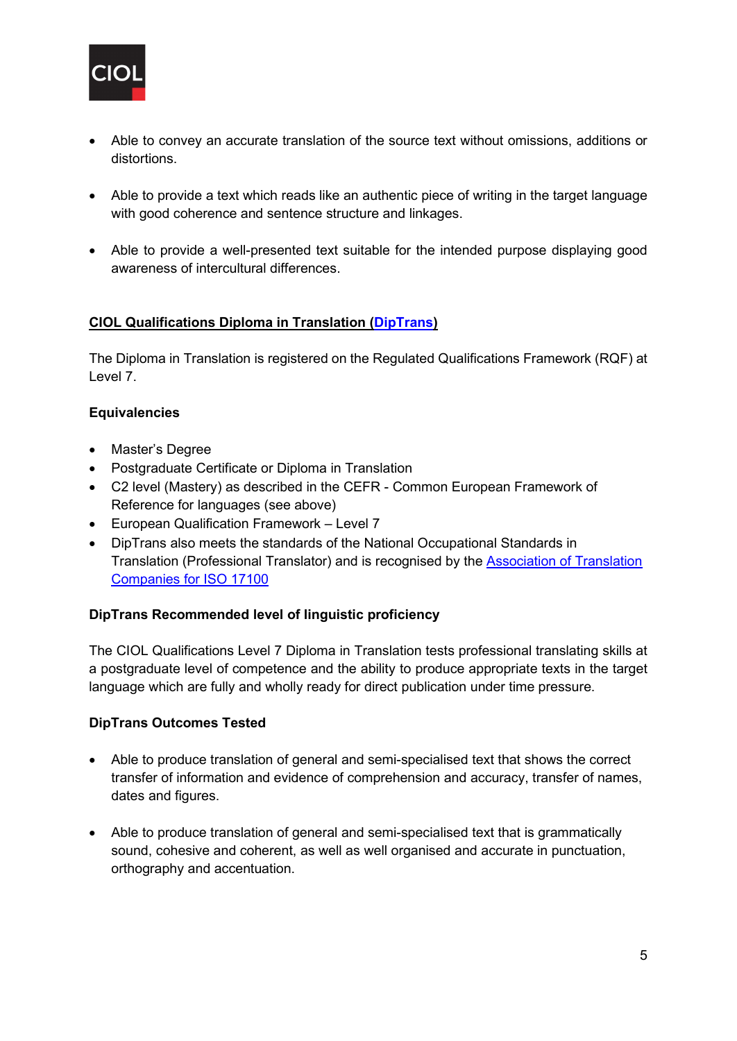- Able to convey an accurate translation of the source text without omissions, additions or distortions.

- Able to provide a text which reads like an authentic piece of writing in the target language with good coherence and sentence structure and linkages.

- Able to provide a well-presented text suitable for the intended purpose displaying good awareness of intercultural differences.

## CIOL Qualifications Diploma in Translation (DipTrans)

The Diploma in Translation is registered on the Regulated Qualifications Framework (RQF) at Level 7.

**Equivalencies**

- Master's Degree
- Postgraduate Certificate or Diploma in Translation
- C2 level (Mastery) as described in the CEFR - Common European Framework of Reference for languages (see above)
- European Qualification Framework – Level 7
- DipTrans also meets the standards of the National Occupational Standards in Translation (Professional Translator) and is recognised by the Association of Translation Companies for ISO 17100

**DipTrans Recommended level of linguistic proficiency**

The CIOL Qualifications Level 7 Diploma in Translation tests professional translating skills at a postgraduate level of competence and the ability to produce appropriate texts in the target language which are fully and wholly ready for direct publication under time pressure.

**DipTrans Outcomes Tested**

- Able to produce translation of general and semi-specialised text that shows the correct transfer of information and evidence of comprehension and accuracy, transfer of names, dates and figures.

- Able to produce translation of general and semi-specialised text that is grammatically sound, cohesive and coherent, as well as well organised and accurate in punctuation, orthography and accentuation.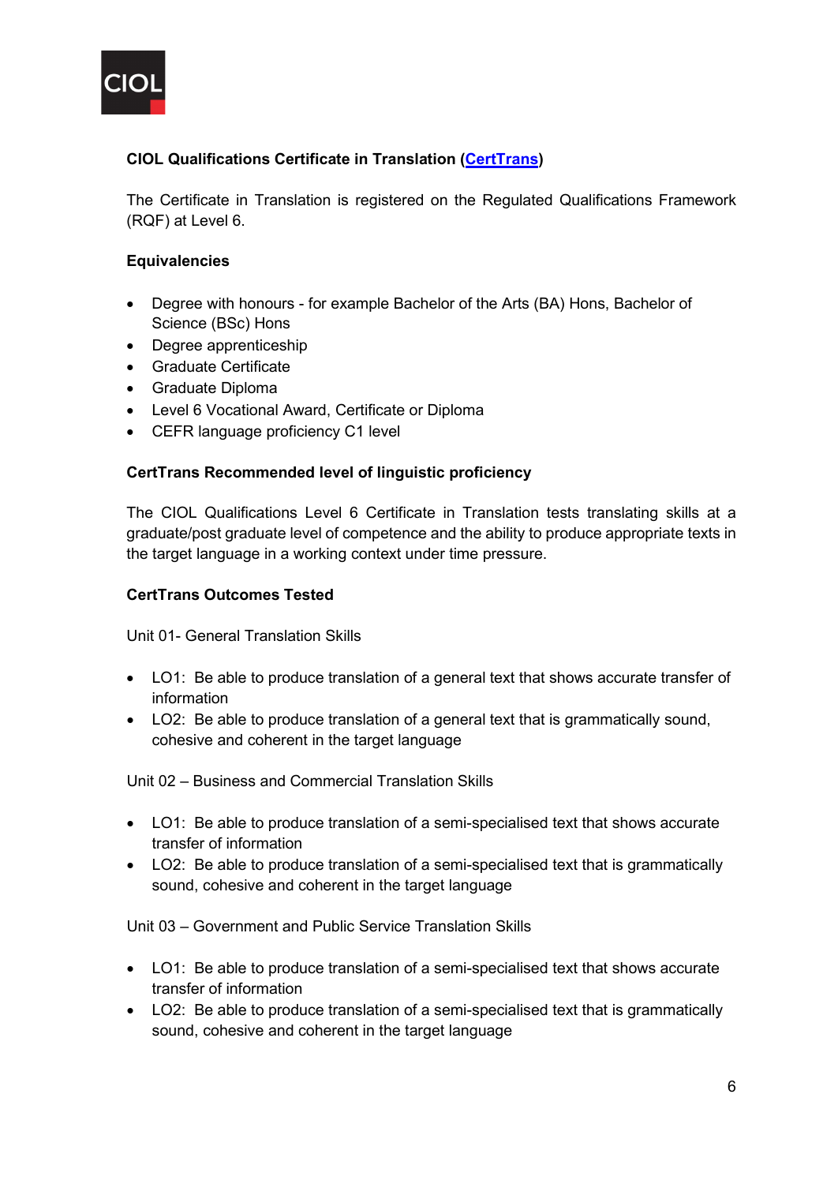**CIOL Qualifications Certificate in Translation ([CertTrans](CertTrans))**

The Certificate in Translation is registered on the Regulated Qualifications Framework (RQF) at Level 6.

**Equivalencies**

- Degree with honours - for example Bachelor of the Arts (BA) Hons, Bachelor of Science (BSc) Hons
- Degree apprenticeship
- Graduate Certificate
- Graduate Diploma
- Level 6 Vocational Award, Certificate or Diploma
- CEFR language proficiency C1 level

**CertTrans Recommended level of linguistic proficiency**

The CIOL Qualifications Level 6 Certificate in Translation tests translating skills at a graduate/post graduate level of competence and the ability to produce appropriate texts in the target language in a working context under time pressure.

**CertTrans Outcomes Tested**

Unit 01- General Translation Skills

- LO1: Be able to produce translation of a general text that shows accurate transfer of information
- LO2: Be able to produce translation of a general text that is grammatically sound, cohesive and coherent in the target language

Unit 02 – Business and Commercial Translation Skills

- LO1: Be able to produce translation of a semi-specialised text that shows accurate transfer of information
- LO2: Be able to produce translation of a semi-specialised text that is grammatically sound, cohesive and coherent in the target language

Unit 03 – Government and Public Service Translation Skills

- LO1: Be able to produce translation of a semi-specialised text that shows accurate transfer of information
- LO2: Be able to produce translation of a semi-specialised text that is grammatically sound, cohesive and coherent in the target language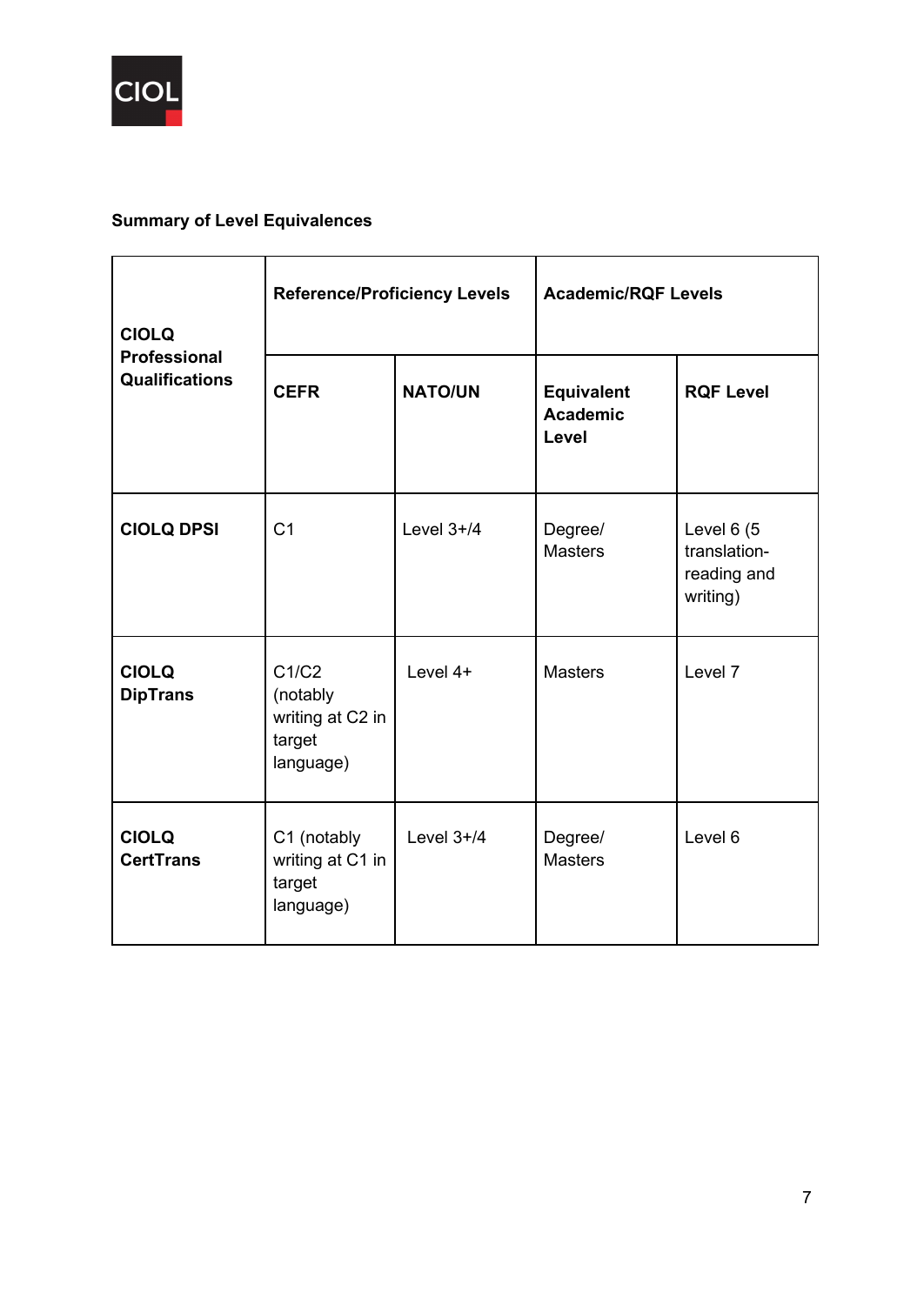**Summary of Level Equivalences**

| CIOLQ Professional Qualifications | Reference/Proficiency Levels | | Academic/RQF Levels | |
|---|---|---|---|---|
| | **CEFR** | **NATO/UN** | **Equivalent Academic Level** | **RQF Level** |
| **CIOLQ DPSI** | C1 | Level 3+/4 | Degree/ Masters | Level 6 (5 translation- reading and writing) |
| **CIOLQ DipTrans** | C1/C2 (notably writing at C2 in target language) | Level 4+ | Masters | Level 7 |
| **CIOLQ CertTrans** | C1 (notably writing at C1 in target language) | Level 3+/4 | Degree/ Masters | Level 6 |